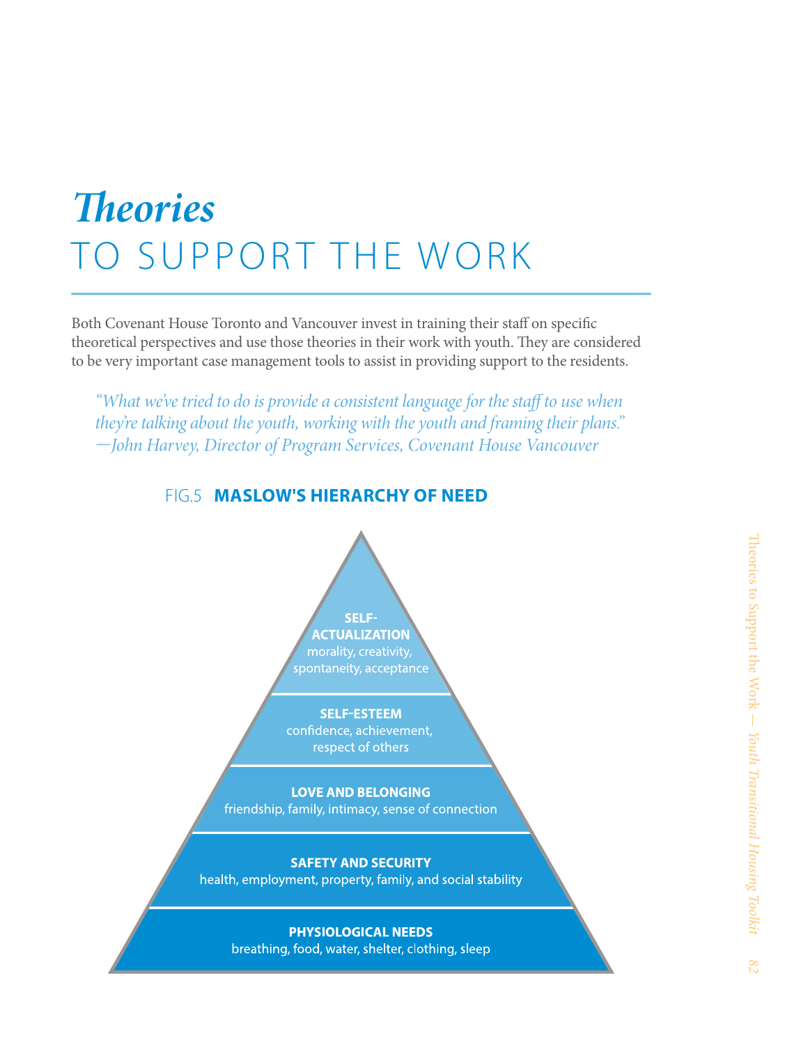# *Theories* TO SUPPORT THE WORK

Both Covenant House Toronto and Vancouver invest in training their staff on specific theoretical perspectives and use those theories in their work with youth. They are considered to be very important case management tools to assist in providing support to the residents.

> *"What we've tried to do is provide a consistent language for the staff to use when they're talking about the youth, working with the youth and framing their plans."*
> *—John Harvey, Director of Program Services, Covenant House Vancouver*

FIG.5 **MASLOW'S HIERARCHY OF NEED**

**SELF-ACTUALIZATION**
morality, creativity, spontaneity, acceptance

**SELF-ESTEEM**
confidence, achievement, respect of others

**LOVE AND BELONGING**
friendship, family, intimacy, sense of connection

**SAFETY AND SECURITY**
health, employment, property, family, and social stability

**PHYSIOLOGICAL NEEDS**
breathing, food, water, shelter, clothing, sleep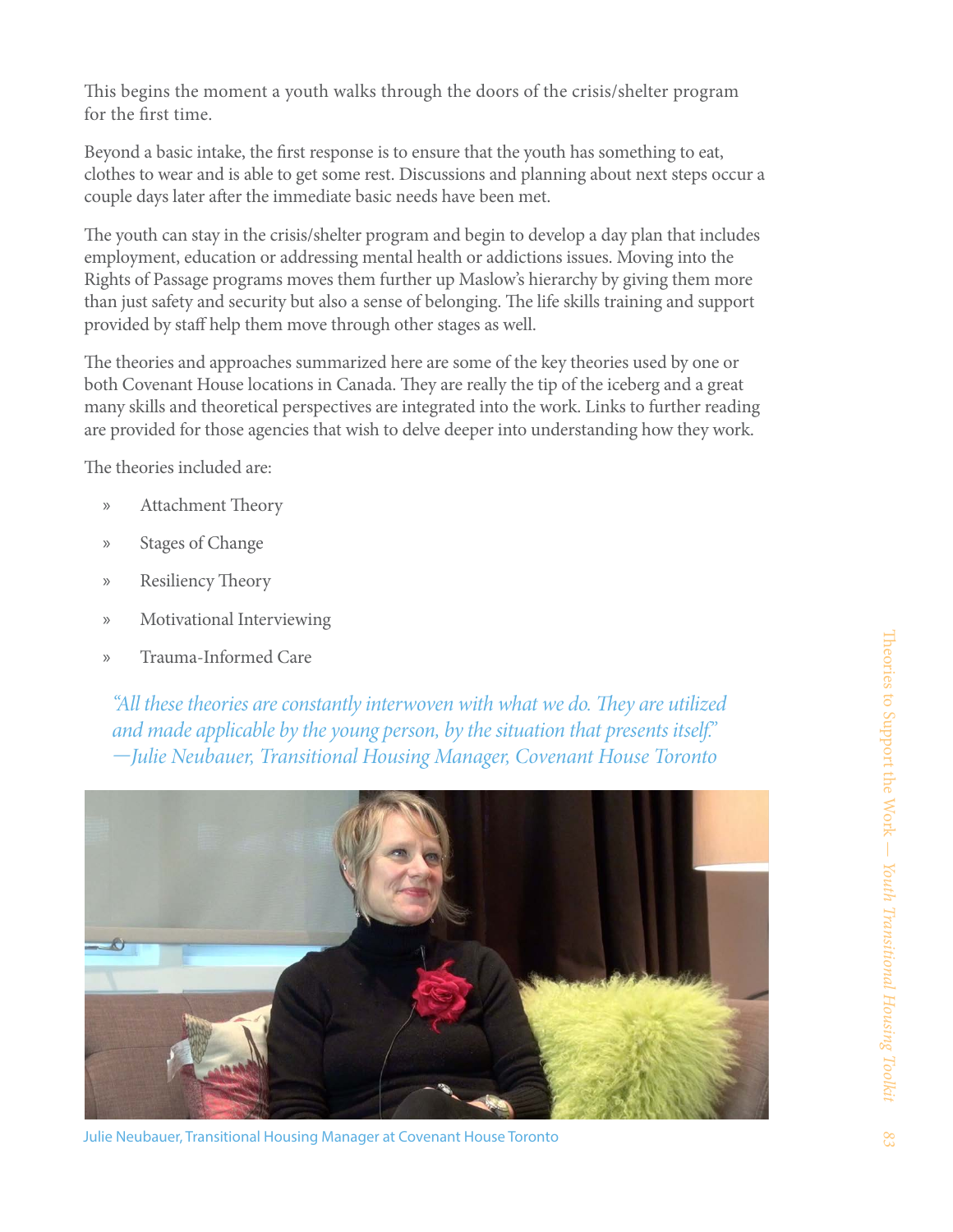This begins the moment a youth walks through the doors of the crisis/shelter program for the first time.

Beyond a basic intake, the first response is to ensure that the youth has something to eat, clothes to wear and is able to get some rest. Discussions and planning about next steps occur a couple days later after the immediate basic needs have been met.

The youth can stay in the crisis/shelter program and begin to develop a day plan that includes employment, education or addressing mental health or addictions issues. Moving into the Rights of Passage programs moves them further up Maslow's hierarchy by giving them more than just safety and security but also a sense of belonging. The life skills training and support provided by staff help them move through other stages as well.

The theories and approaches summarized here are some of the key theories used by one or both Covenant House locations in Canada. They are really the tip of the iceberg and a great many skills and theoretical perspectives are integrated into the work. Links to further reading are provided for those agencies that wish to delve deeper into understanding how they work.

The theories included are:

- Attachment Theory
- Stages of Change
- Resiliency Theory
- Motivational Interviewing
- Trauma-Informed Care

> *"All these theories are constantly interwoven with what we do. They are utilized and made applicable by the young person, by the situation that presents itself."*
> *—Julie Neubauer, Transitional Housing Manager, Covenant House Toronto*

Julie Neubauer, Transitional Housing Manager at Covenant House Toronto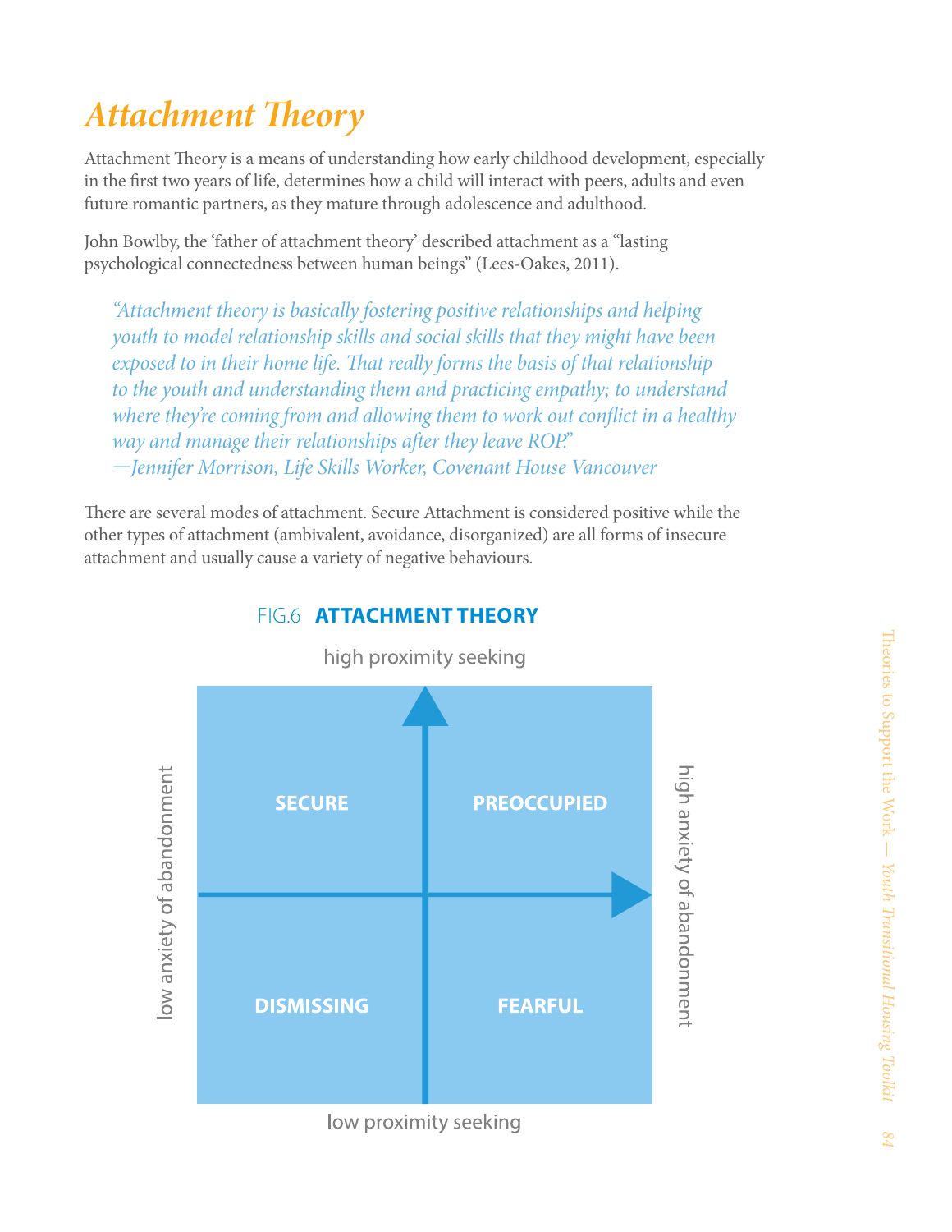# *Attachment Theory*

Attachment Theory is a means of understanding how early childhood development, especially in the first two years of life, determines how a child will interact with peers, adults and even future romantic partners, as they mature through adolescence and adulthood.

John Bowlby, the 'father of attachment theory' described attachment as a "lasting psychological connectedness between human beings" (Lees-Oakes, 2011).

> *"Attachment theory is basically fostering positive relationships and helping youth to model relationship skills and social skills that they might have been exposed to in their home life. That really forms the basis of that relationship to the youth and understanding them and practicing empathy; to understand where they're coming from and allowing them to work out conflict in a healthy way and manage their relationships after they leave ROP."*
> *—Jennifer Morrison, Life Skills Worker, Covenant House Vancouver*

There are several modes of attachment. Secure Attachment is considered positive while the other types of attachment (ambivalent, avoidance, disorganized) are all forms of insecure attachment and usually cause a variety of negative behaviours.

FIG.6 **ATTACHMENT THEORY**

high proximity seeking

| | low anxiety of abandonment | high anxiety of abandonment |
|---|---|---|
| **high proximity seeking** | **SECURE** | **PREOCCUPIED** |
| **low proximity seeking** | **DISMISSING** | **FEARFUL** |

low proximity seeking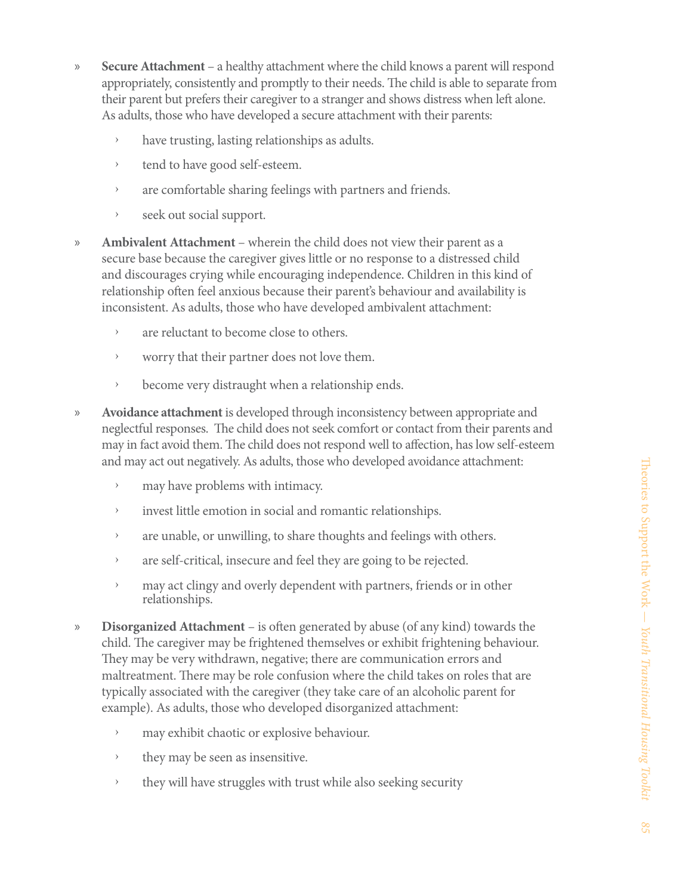- **Secure Attachment** – a healthy attachment where the child knows a parent will respond appropriately, consistently and promptly to their needs. The child is able to separate from their parent but prefers their caregiver to a stranger and shows distress when left alone. As adults, those who have developed a secure attachment with their parents:
  - have trusting, lasting relationships as adults.
  - tend to have good self-esteem.
  - are comfortable sharing feelings with partners and friends.
  - seek out social support.
- **Ambivalent Attachment** – wherein the child does not view their parent as a secure base because the caregiver gives little or no response to a distressed child and discourages crying while encouraging independence. Children in this kind of relationship often feel anxious because their parent's behaviour and availability is inconsistent. As adults, those who have developed ambivalent attachment:
  - are reluctant to become close to others.
  - worry that their partner does not love them.
  - become very distraught when a relationship ends.
- **Avoidance attachment** is developed through inconsistency between appropriate and neglectful responses. The child does not seek comfort or contact from their parents and may in fact avoid them. The child does not respond well to affection, has low self-esteem and may act out negatively. As adults, those who developed avoidance attachment:
  - may have problems with intimacy.
  - invest little emotion in social and romantic relationships.
  - are unable, or unwilling, to share thoughts and feelings with others.
  - are self-critical, insecure and feel they are going to be rejected.
  - may act clingy and overly dependent with partners, friends or in other relationships.
- **Disorganized Attachment** – is often generated by abuse (of any kind) towards the child. The caregiver may be frightened themselves or exhibit frightening behaviour. They may be very withdrawn, negative; there are communication errors and maltreatment. There may be role confusion where the child takes on roles that are typically associated with the caregiver (they take care of an alcoholic parent for example). As adults, those who developed disorganized attachment:
  - may exhibit chaotic or explosive behaviour.
  - they may be seen as insensitive.
  - they will have struggles with trust while also seeking security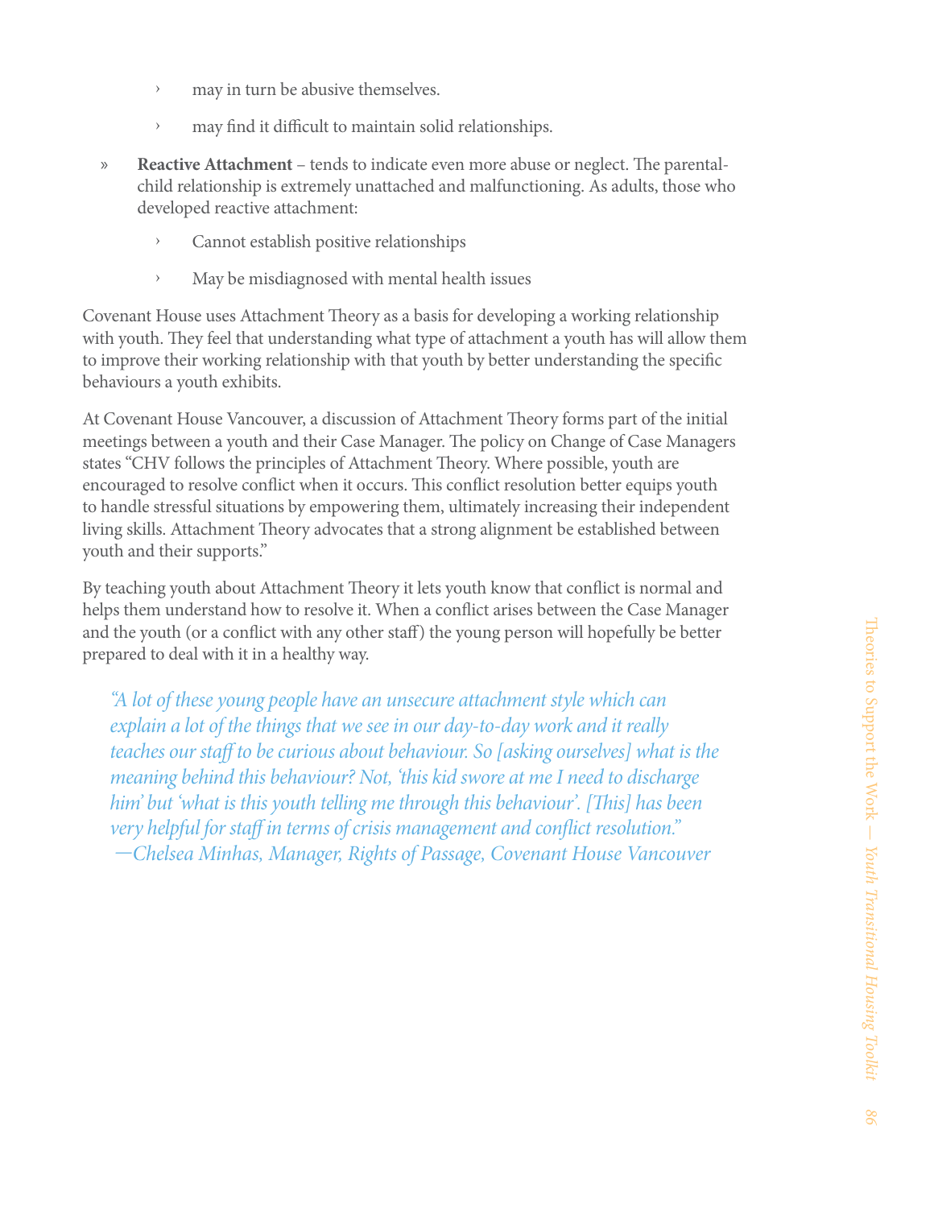- may in turn be abusive themselves.
  - may find it difficult to maintain solid relationships.
- **Reactive Attachment** – tends to indicate even more abuse or neglect. The parental-child relationship is extremely unattached and malfunctioning. As adults, those who developed reactive attachment:
  - Cannot establish positive relationships
  - May be misdiagnosed with mental health issues

Covenant House uses Attachment Theory as a basis for developing a working relationship with youth. They feel that understanding what type of attachment a youth has will allow them to improve their working relationship with that youth by better understanding the specific behaviours a youth exhibits.

At Covenant House Vancouver, a discussion of Attachment Theory forms part of the initial meetings between a youth and their Case Manager. The policy on Change of Case Managers states "CHV follows the principles of Attachment Theory. Where possible, youth are encouraged to resolve conflict when it occurs. This conflict resolution better equips youth to handle stressful situations by empowering them, ultimately increasing their independent living skills. Attachment Theory advocates that a strong alignment be established between youth and their supports."

By teaching youth about Attachment Theory it lets youth know that conflict is normal and helps them understand how to resolve it. When a conflict arises between the Case Manager and the youth (or a conflict with any other staff) the young person will hopefully be better prepared to deal with it in a healthy way.

> *"A lot of these young people have an unsecure attachment style which can explain a lot of the things that we see in our day-to-day work and it really teaches our staff to be curious about behaviour. So [asking ourselves] what is the meaning behind this behaviour? Not, 'this kid swore at me I need to discharge him' but 'what is this youth telling me through this behaviour'. [This] has been very helpful for staff in terms of crisis management and conflict resolution."*
> *—Chelsea Minhas, Manager, Rights of Passage, Covenant House Vancouver*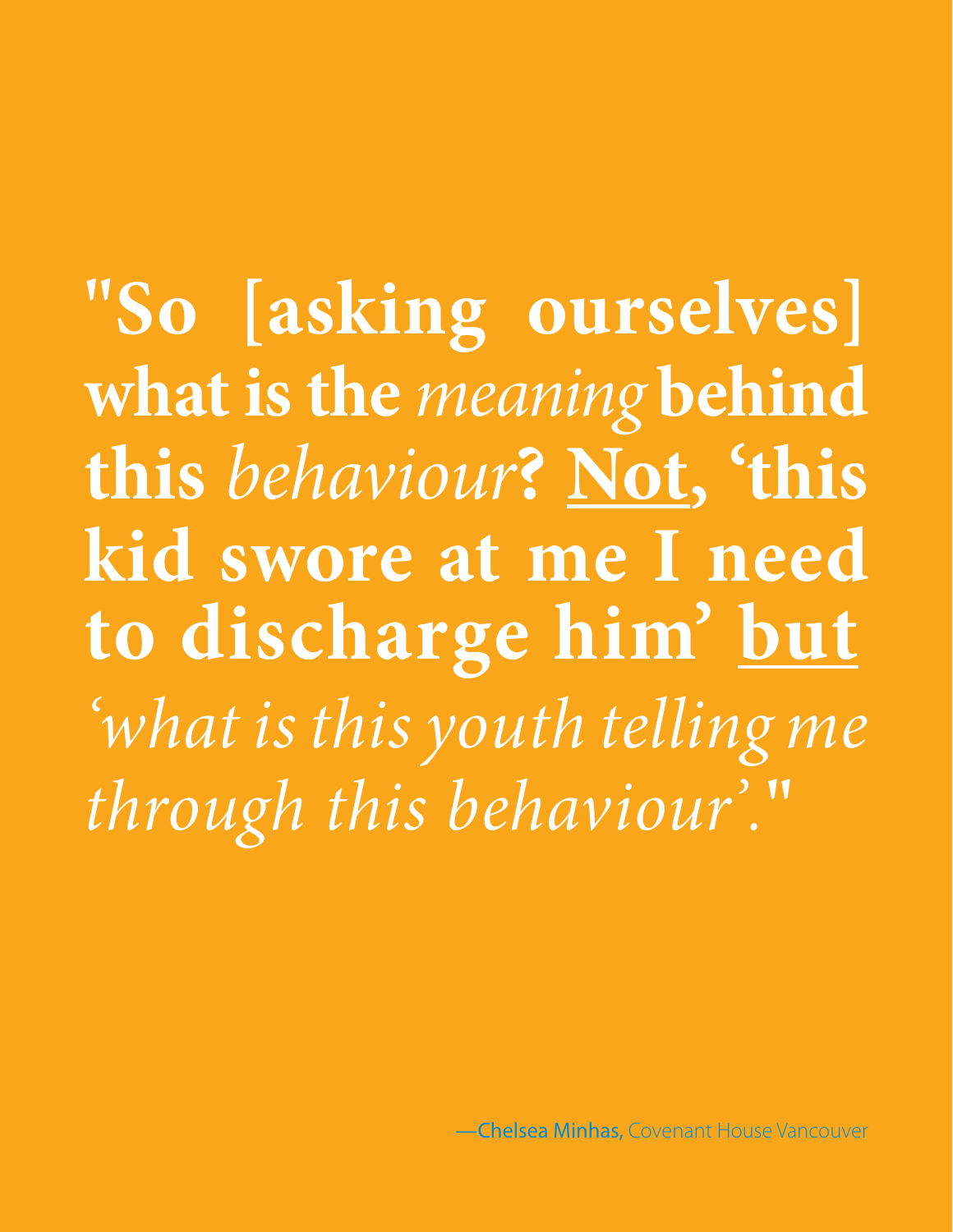**"So [asking ourselves] what is the *meaning* behind this *behaviour*? <u>Not</u>, 'this kid swore at me I need to discharge him' <u>but</u>** *'what is this youth telling me through this behaviour'."*

—**Chelsea Minhas,** Covenant House Vancouver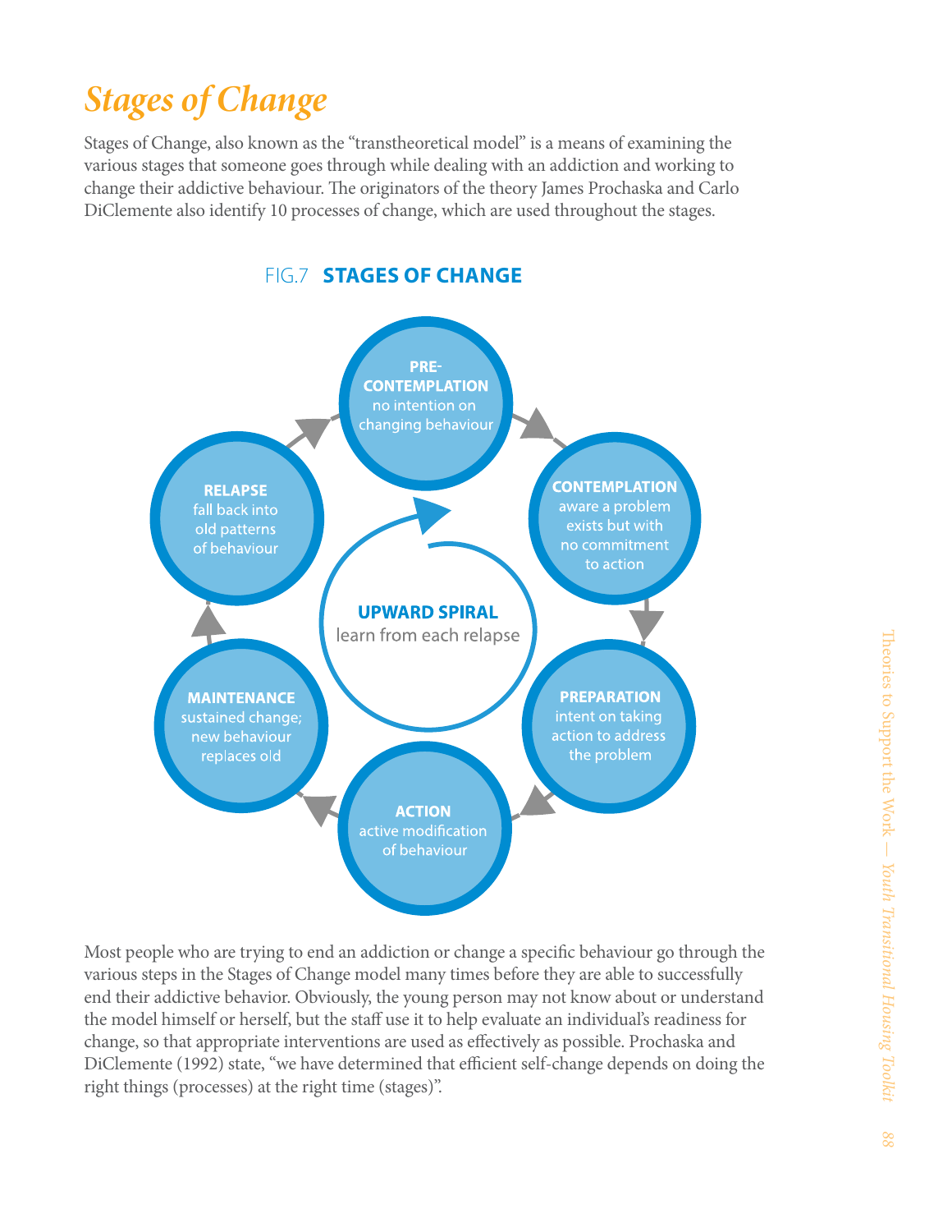# *Stages of Change*

Stages of Change, also known as the "transtheoretical model" is a means of examining the various stages that someone goes through while dealing with an addiction and working to change their addictive behaviour. The originators of the theory James Prochaska and Carlo DiClemente also identify 10 processes of change, which are used throughout the stages.

FIG.7 **STAGES OF CHANGE**

**PRE-CONTEMPLATION** no intention on changing behaviour

**CONTEMPLATION** aware a problem exists but with no commitment to action

**PREPARATION** intent on taking action to address the problem

**ACTION** active modification of behaviour

**MAINTENANCE** sustained change; new behaviour replaces old

**RELAPSE** fall back into old patterns of behaviour

**UPWARD SPIRAL** learn from each relapse

Most people who are trying to end an addiction or change a specific behaviour go through the various steps in the Stages of Change model many times before they are able to successfully end their addictive behavior. Obviously, the young person may not know about or understand the model himself or herself, but the staff use it to help evaluate an individual's readiness for change, so that appropriate interventions are used as effectively as possible. Prochaska and DiClemente (1992) state, "we have determined that efficient self-change depends on doing the right things (processes) at the right time (stages)".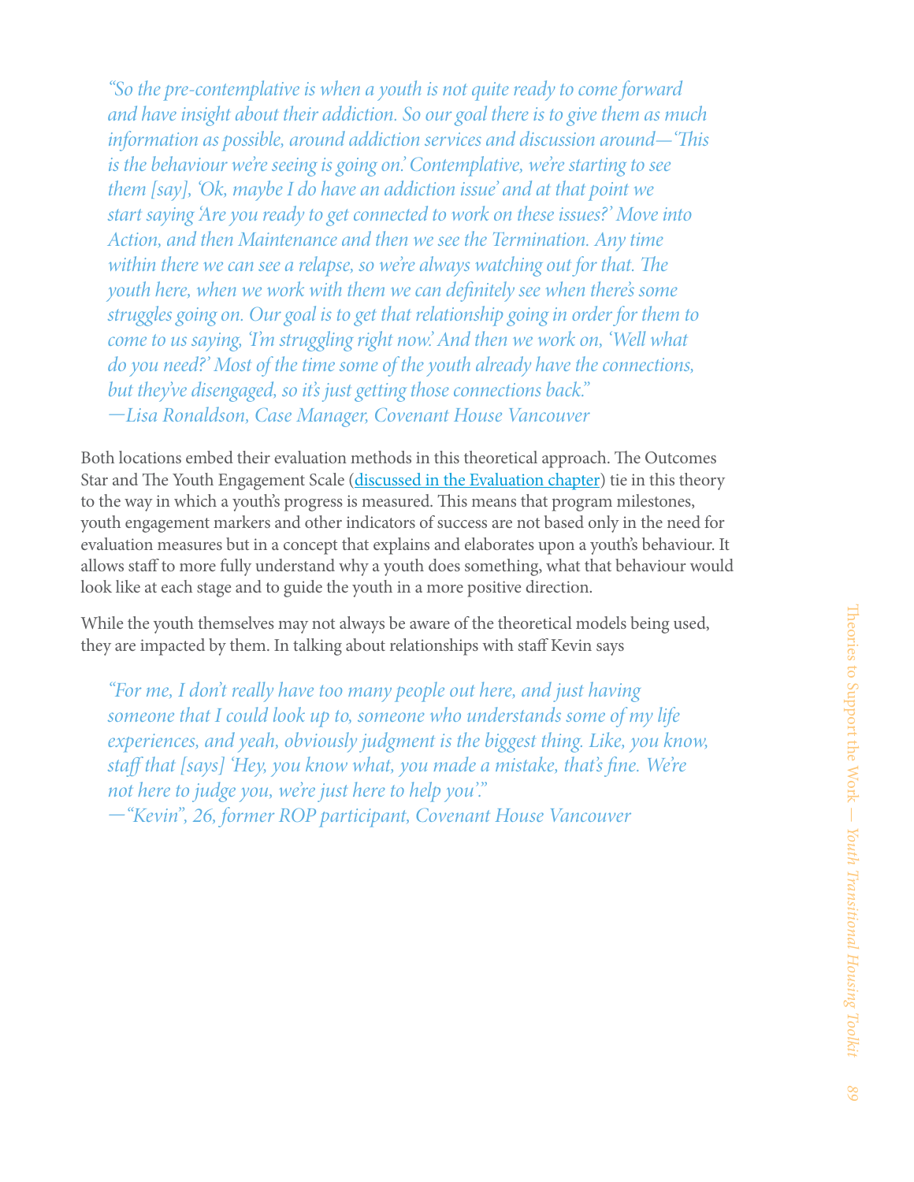*"So the pre-contemplative is when a youth is not quite ready to come forward and have insight about their addiction. So our goal there is to give them as much information as possible, around addiction services and discussion around—'This is the behaviour we're seeing is going on.' Contemplative, we're starting to see them [say], 'Ok, maybe I do have an addiction issue' and at that point we start saying 'Are you ready to get connected to work on these issues?' Move into Action, and then Maintenance and then we see the Termination. Any time within there we can see a relapse, so we're always watching out for that. The youth here, when we work with them we can definitely see when there's some struggles going on. Our goal is to get that relationship going in order for them to come to us saying, 'I'm struggling right now.' And then we work on, 'Well what do you need?' Most of the time some of the youth already have the connections, but they've disengaged, so it's just getting those connections back."*
*—Lisa Ronaldson, Case Manager, Covenant House Vancouver*

Both locations embed their evaluation methods in this theoretical approach. The Outcomes Star and The Youth Engagement Scale (discussed in the Evaluation chapter) tie in this theory to the way in which a youth's progress is measured. This means that program milestones, youth engagement markers and other indicators of success are not based only in the need for evaluation measures but in a concept that explains and elaborates upon a youth's behaviour. It allows staff to more fully understand why a youth does something, what that behaviour would look like at each stage and to guide the youth in a more positive direction.

While the youth themselves may not always be aware of the theoretical models being used, they are impacted by them. In talking about relationships with staff Kevin says

*"For me, I don't really have too many people out here, and just having someone that I could look up to, someone who understands some of my life experiences, and yeah, obviously judgment is the biggest thing. Like, you know, staff that [says] 'Hey, you know what, you made a mistake, that's fine. We're not here to judge you, we're just here to help you'."*
*—"Kevin", 26, former ROP participant, Covenant House Vancouver*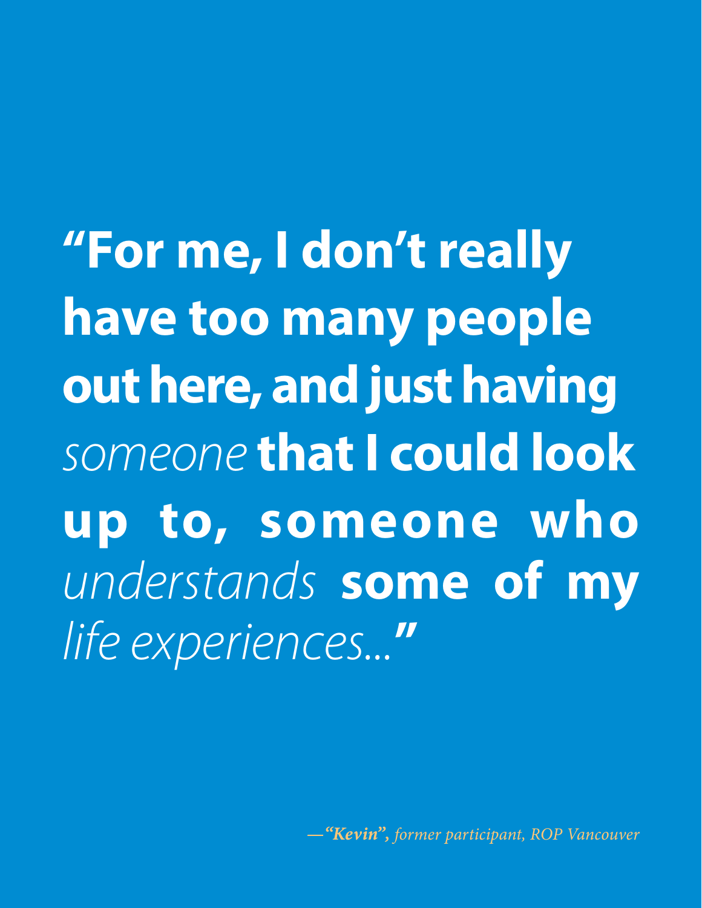**"For me, I don't really have too many people out here, and just having** *someone* **that I could look up to, someone who** *understands* **some of my** *life experiences...***"**

*—**"Kevin",** former participant, ROP Vancouver*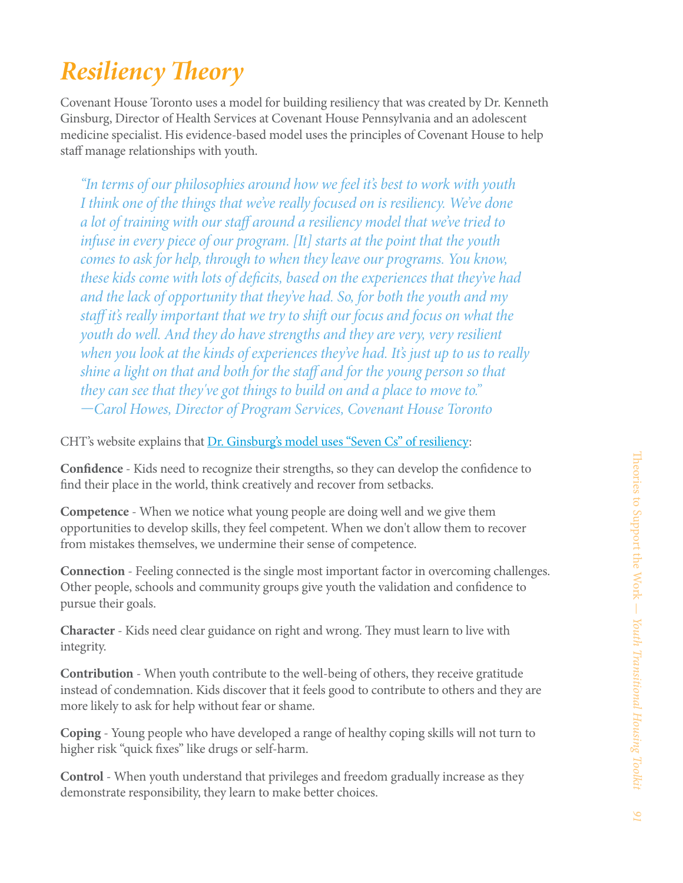# *Resiliency Theory*

Covenant House Toronto uses a model for building resiliency that was created by Dr. Kenneth Ginsburg, Director of Health Services at Covenant House Pennsylvania and an adolescent medicine specialist. His evidence-based model uses the principles of Covenant House to help staff manage relationships with youth.

> *"In terms of our philosophies around how we feel it's best to work with youth I think one of the things that we've really focused on is resiliency. We've done a lot of training with our staff around a resiliency model that we've tried to infuse in every piece of our program. [It] starts at the point that the youth comes to ask for help, through to when they leave our programs. You know, these kids come with lots of deficits, based on the experiences that they've had and the lack of opportunity that they've had. So, for both the youth and my staff it's really important that we try to shift our focus and focus on what the youth do well. And they do have strengths and they are very, very resilient when you look at the kinds of experiences they've had. It's just up to us to really shine a light on that and both for the staff and for the young person so that they can see that they've got things to build on and a place to move to."*
> *—Carol Howes, Director of Program Services, Covenant House Toronto*

CHT's website explains that Dr. Ginsburg's model uses "Seven Cs" of resiliency:

**Confidence** - Kids need to recognize their strengths, so they can develop the confidence to find their place in the world, think creatively and recover from setbacks.

**Competence** - When we notice what young people are doing well and we give them opportunities to develop skills, they feel competent. When we don't allow them to recover from mistakes themselves, we undermine their sense of competence.

**Connection** - Feeling connected is the single most important factor in overcoming challenges. Other people, schools and community groups give youth the validation and confidence to pursue their goals.

**Character** - Kids need clear guidance on right and wrong. They must learn to live with integrity.

**Contribution** - When youth contribute to the well-being of others, they receive gratitude instead of condemnation. Kids discover that it feels good to contribute to others and they are more likely to ask for help without fear or shame.

**Coping** - Young people who have developed a range of healthy coping skills will not turn to higher risk "quick fixes" like drugs or self-harm.

**Control** - When youth understand that privileges and freedom gradually increase as they demonstrate responsibility, they learn to make better choices.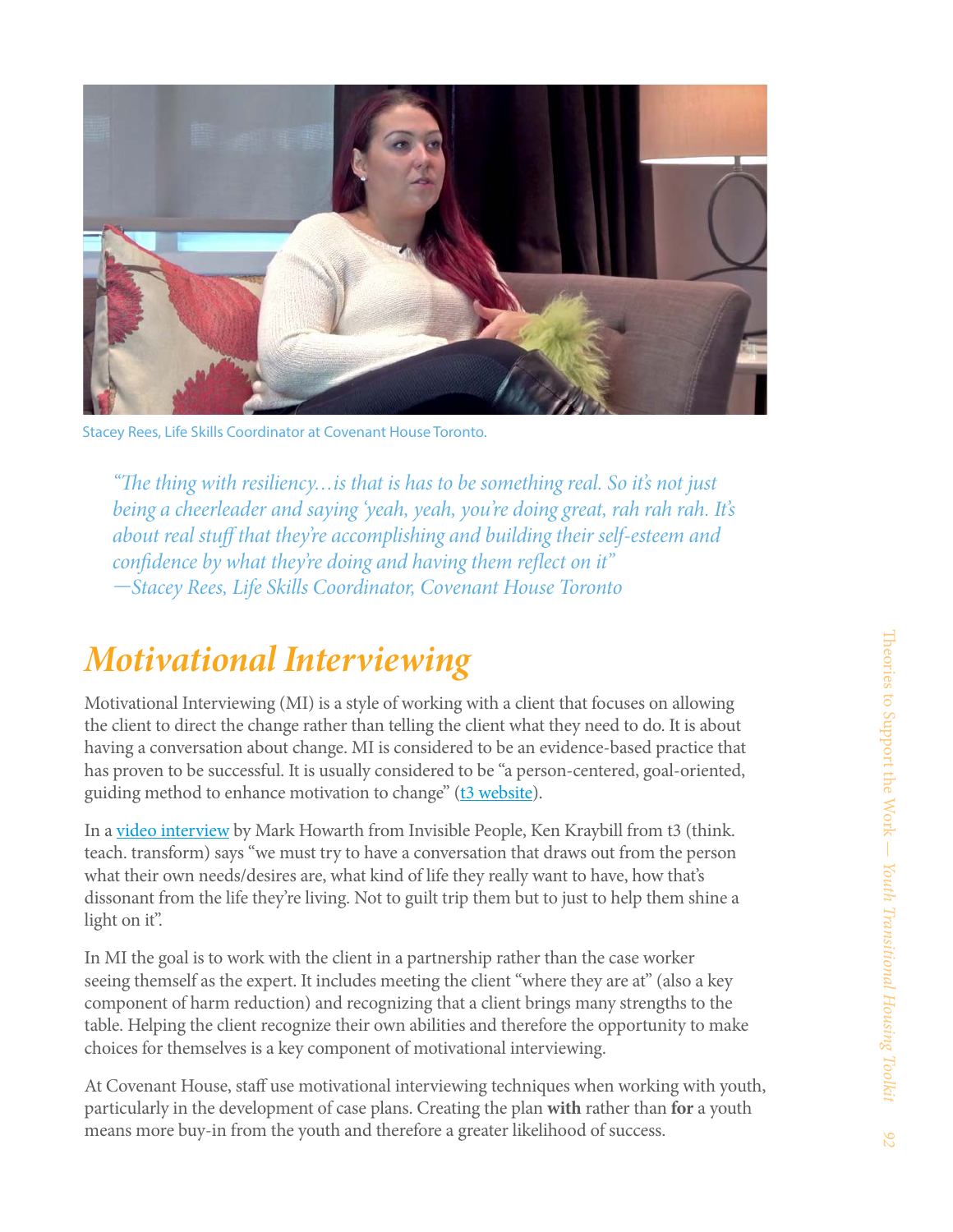Stacey Rees, Life Skills Coordinator at Covenant House Toronto.

> *"The thing with resiliency…is that is has to be something real. So it's not just being a cheerleader and saying 'yeah, yeah, you're doing great, rah rah rah. It's about real stuff that they're accomplishing and building their self-esteem and confidence by what they're doing and having them reflect on it"*
> *—Stacey Rees, Life Skills Coordinator, Covenant House Toronto*

# *Motivational Interviewing*

Motivational Interviewing (MI) is a style of working with a client that focuses on allowing the client to direct the change rather than telling the client what they need to do. It is about having a conversation about change. MI is considered to be an evidence-based practice that has proven to be successful. It is usually considered to be "a person-centered, goal-oriented, guiding method to enhance motivation to change" (t3 website).

In a video interview by Mark Howarth from Invisible People, Ken Kraybill from t3 (think. teach. transform) says "we must try to have a conversation that draws out from the person what their own needs/desires are, what kind of life they really want to have, how that's dissonant from the life they're living. Not to guilt trip them but to just to help them shine a light on it".

In MI the goal is to work with the client in a partnership rather than the case worker seeing themself as the expert. It includes meeting the client "where they are at" (also a key component of harm reduction) and recognizing that a client brings many strengths to the table. Helping the client recognize their own abilities and therefore the opportunity to make choices for themselves is a key component of motivational interviewing.

At Covenant House, staff use motivational interviewing techniques when working with youth, particularly in the development of case plans. Creating the plan **with** rather than **for** a youth means more buy-in from the youth and therefore a greater likelihood of success.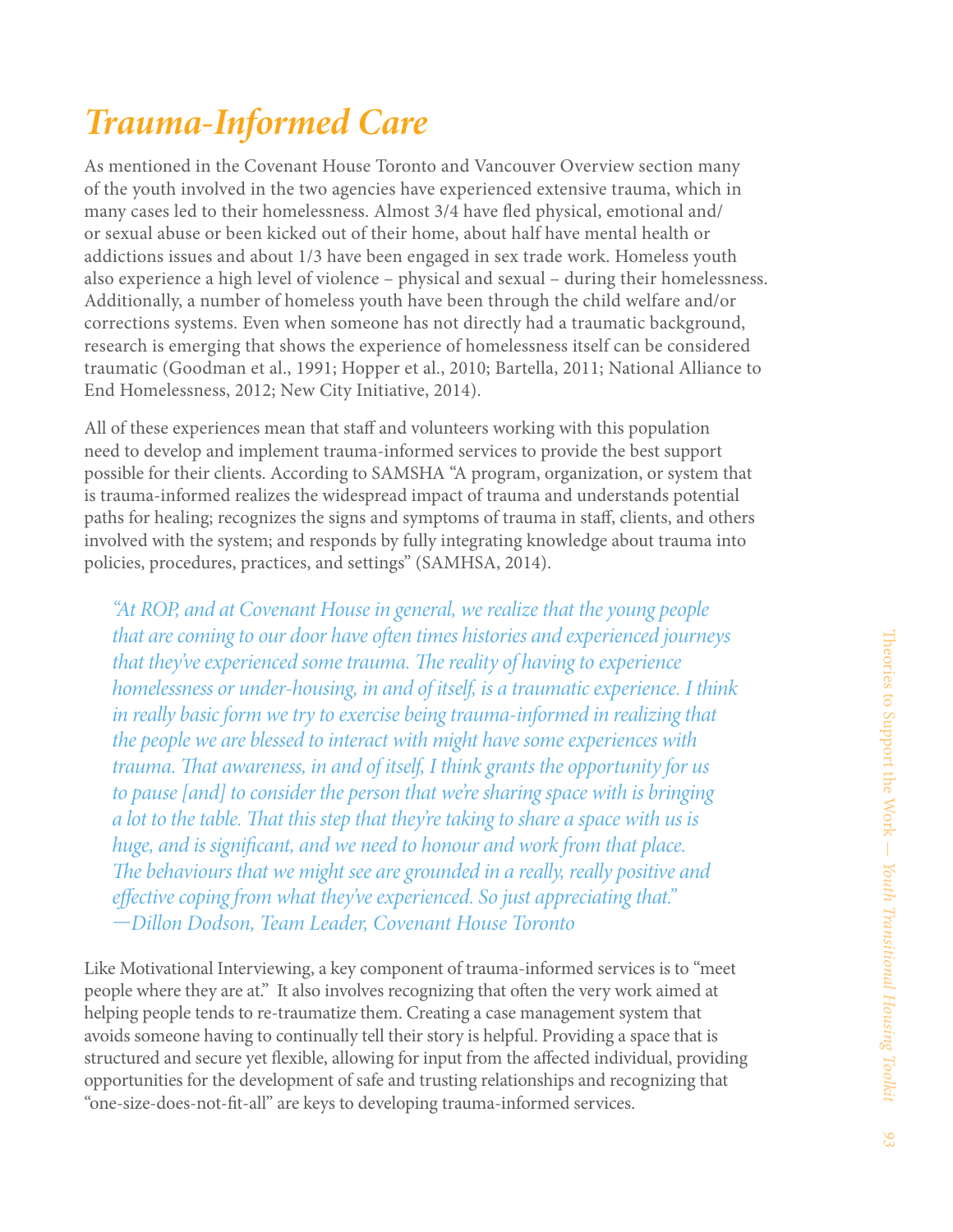# *Trauma-Informed Care*

As mentioned in the Covenant House Toronto and Vancouver Overview section many of the youth involved in the two agencies have experienced extensive trauma, which in many cases led to their homelessness. Almost 3/4 have fled physical, emotional and/or sexual abuse or been kicked out of their home, about half have mental health or addictions issues and about 1/3 have been engaged in sex trade work. Homeless youth also experience a high level of violence – physical and sexual – during their homelessness. Additionally, a number of homeless youth have been through the child welfare and/or corrections systems. Even when someone has not directly had a traumatic background, research is emerging that shows the experience of homelessness itself can be considered traumatic (Goodman et al., 1991; Hopper et al., 2010; Bartella, 2011; National Alliance to End Homelessness, 2012; New City Initiative, 2014).

All of these experiences mean that staff and volunteers working with this population need to develop and implement trauma-informed services to provide the best support possible for their clients. According to SAMSHA "A program, organization, or system that is trauma-informed realizes the widespread impact of trauma and understands potential paths for healing; recognizes the signs and symptoms of trauma in staff, clients, and others involved with the system; and responds by fully integrating knowledge about trauma into policies, procedures, practices, and settings" (SAMHSA, 2014).

> *"At ROP, and at Covenant House in general, we realize that the young people that are coming to our door have often times histories and experienced journeys that they've experienced some trauma. The reality of having to experience homelessness or under-housing, in and of itself, is a traumatic experience. I think in really basic form we try to exercise being trauma-informed in realizing that the people we are blessed to interact with might have some experiences with trauma. That awareness, in and of itself, I think grants the opportunity for us to pause [and] to consider the person that we're sharing space with is bringing a lot to the table. That this step that they're taking to share a space with us is huge, and is significant, and we need to honour and work from that place. The behaviours that we might see are grounded in a really, really positive and effective coping from what they've experienced. So just appreciating that."*
> *—Dillon Dodson, Team Leader, Covenant House Toronto*

Like Motivational Interviewing, a key component of trauma-informed services is to "meet people where they are at." It also involves recognizing that often the very work aimed at helping people tends to re-traumatize them. Creating a case management system that avoids someone having to continually tell their story is helpful. Providing a space that is structured and secure yet flexible, allowing for input from the affected individual, providing opportunities for the development of safe and trusting relationships and recognizing that "one-size-does-not-fit-all" are keys to developing trauma-informed services.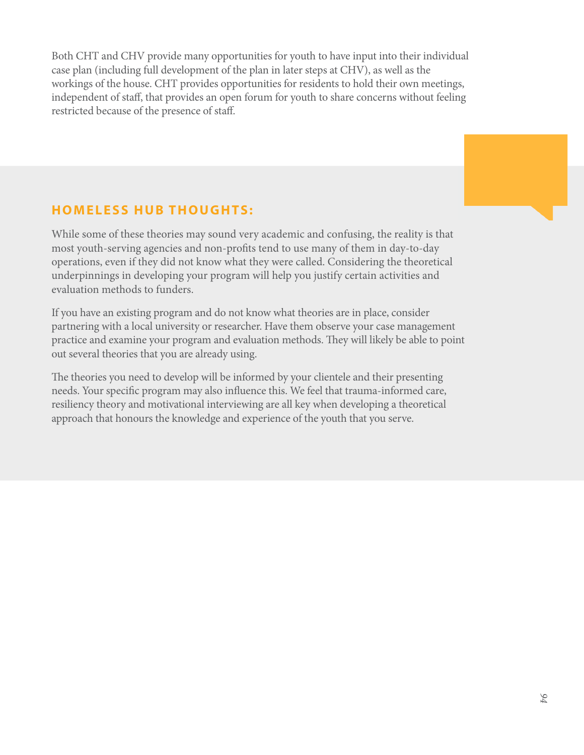Both CHT and CHV provide many opportunities for youth to have input into their individual case plan (including full development of the plan in later steps at CHV), as well as the workings of the house. CHT provides opportunities for residents to hold their own meetings, independent of staff, that provides an open forum for youth to share concerns without feeling restricted because of the presence of staff.

## HOMELESS HUB THOUGHTS:

While some of these theories may sound very academic and confusing, the reality is that most youth-serving agencies and non-profits tend to use many of them in day-to-day operations, even if they did not know what they were called. Considering the theoretical underpinnings in developing your program will help you justify certain activities and evaluation methods to funders.

If you have an existing program and do not know what theories are in place, consider partnering with a local university or researcher. Have them observe your case management practice and examine your program and evaluation methods. They will likely be able to point out several theories that you are already using.

The theories you need to develop will be informed by your clientele and their presenting needs. Your specific program may also influence this. We feel that trauma-informed care, resiliency theory and motivational interviewing are all key when developing a theoretical approach that honours the knowledge and experience of the youth that you serve.